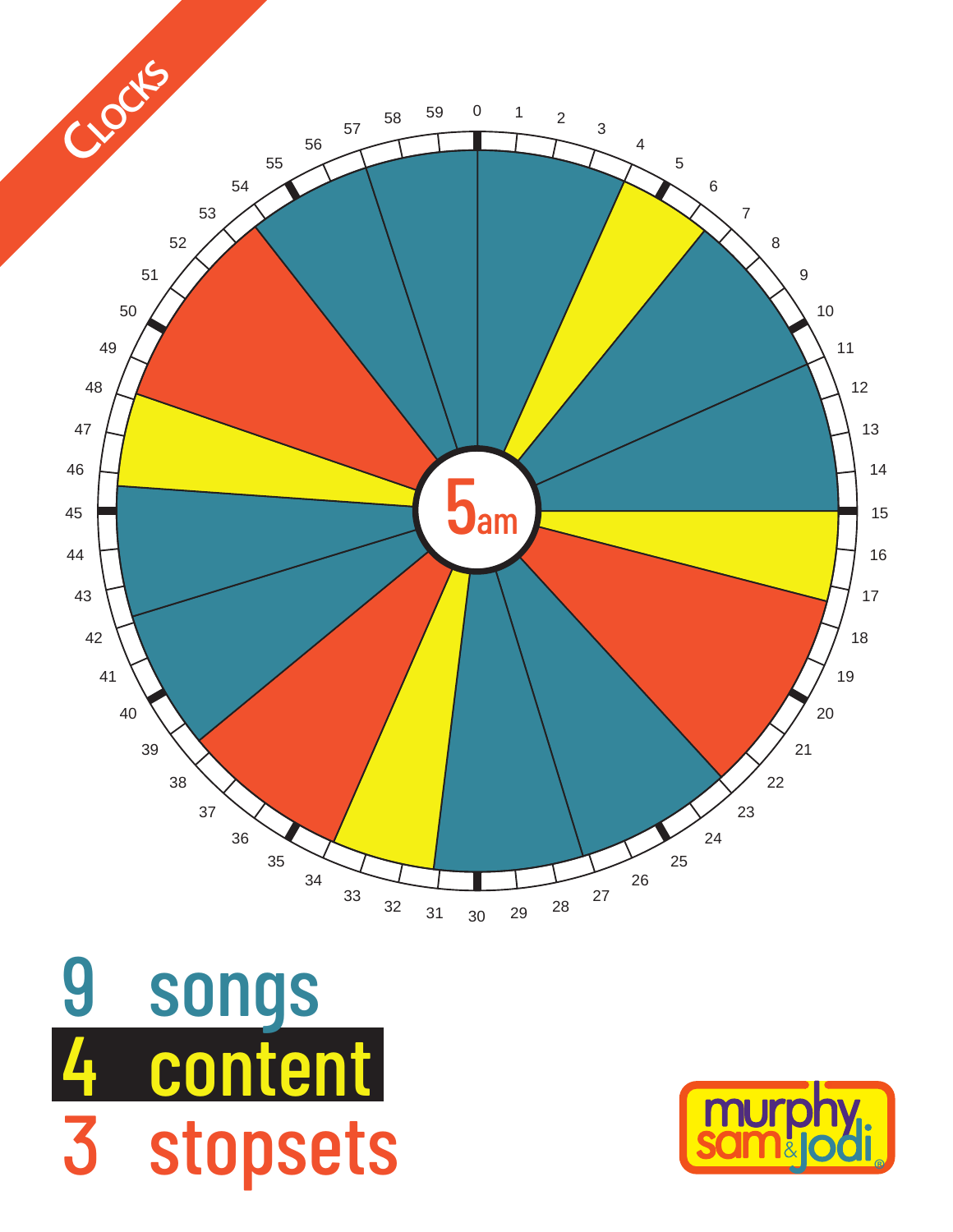# Clocks

5am

9 songs

4 content

3 stopsets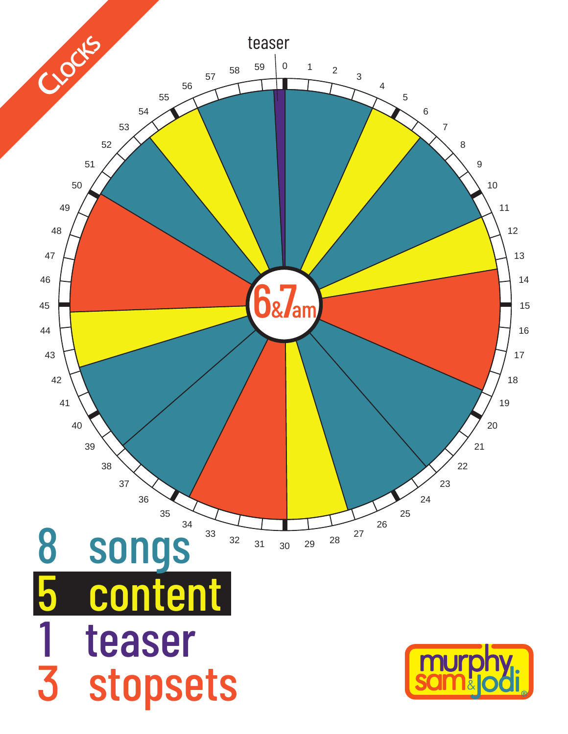# Clocks

teaser

6&7am

0 1 2 3 4 5 6 7 8 9 10 11 12 13 14 15 16 17 18 19 20 21 22 23 24 25 26 27 28 29 30 31 32 33 34 35 36 37 38 39 40 41 42 43 44 45 46 47 48 49 50 51 52 53 54 55 56 57 58 59

8 songs

5 content

1 teaser

3 stopsets

murphy sam & jodi®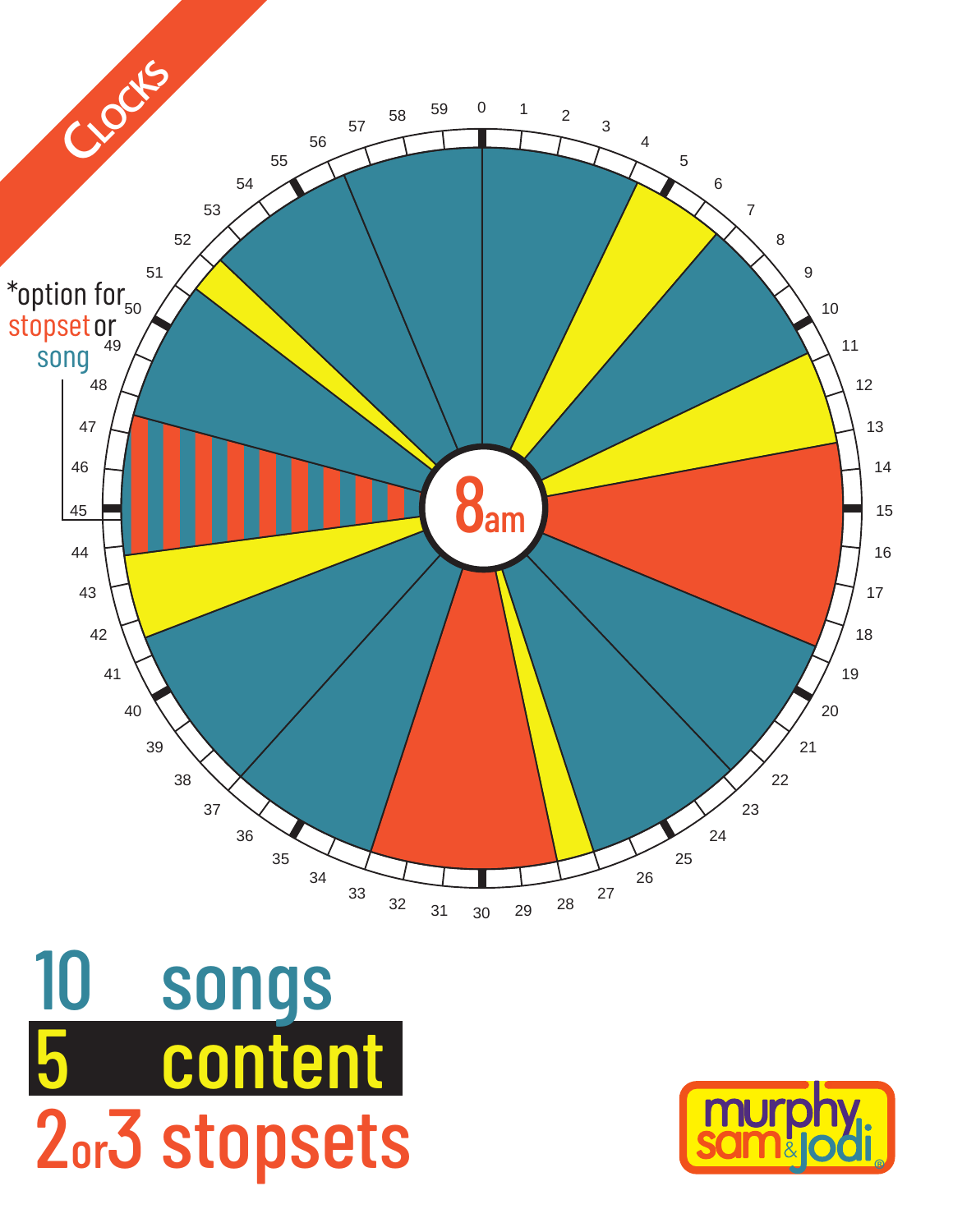# Clocks

*option for stopset or song

8am

0 1 2 3 4 5 6 7 8 9 10 11 12 13 14 15 16 17 18 19 20 21 22 23 24 25 26 27 28 29 30 31 32 33 34 35 36 37 38 39 40 41 42 43 44 45 46 47 48 49 50 51 52 53 54 55 56 57 58 59

10 songs

5 content

2 or 3 stopsets

murphy sam & jodi®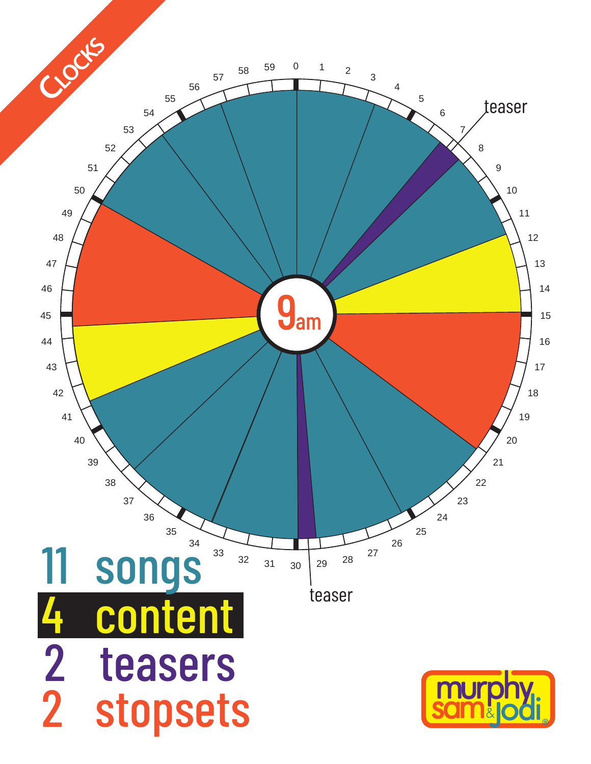# Clocks

9am

teaser

teaser

0 1 2 3 4 5 6 7 8 9 10 11 12 13 14 15 16 17 18 19 20 21 22 23 24 25 26 27 28 29 30 31 32 33 34 35 36 37 38 39 40 41 42 43 44 45 46 47 48 49 50 51 52 53 54 55 56 57 58 59

11 songs

4 content

2 teasers

2 stopsets

murphy sam & jodi®